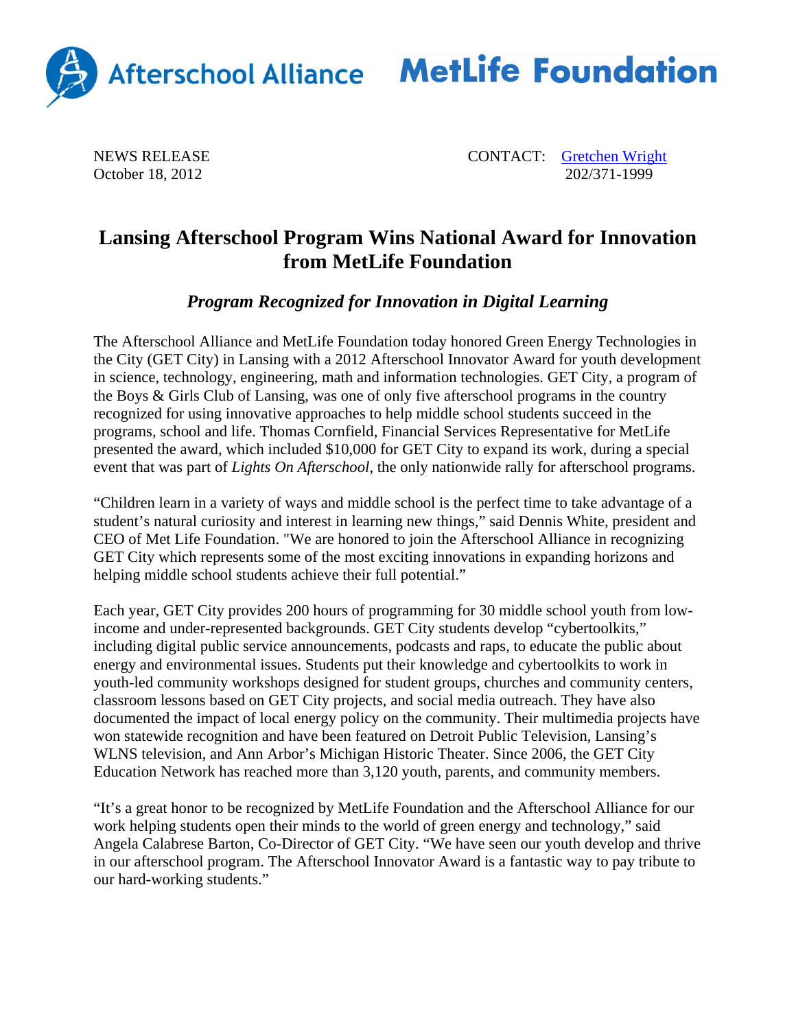Afterschool Alliance MetLife Foundation

NEWS RELEASE
October 18, 2012

CONTACT: [Gretchen Wright](mailto:)
202/371-1999

# Lansing Afterschool Program Wins National Award for Innovation from MetLife Foundation

## *Program Recognized for Innovation in Digital Learning*

The Afterschool Alliance and MetLife Foundation today honored Green Energy Technologies in the City (GET City) in Lansing with a 2012 Afterschool Innovator Award for youth development in science, technology, engineering, math and information technologies. GET City, a program of the Boys & Girls Club of Lansing, was one of only five afterschool programs in the country recognized for using innovative approaches to help middle school students succeed in the programs, school and life. Thomas Cornfield, Financial Services Representative for MetLife presented the award, which included $10,000 for GET City to expand its work, during a special event that was part of *Lights On Afterschool*, the only nationwide rally for afterschool programs.

"Children learn in a variety of ways and middle school is the perfect time to take advantage of a student's natural curiosity and interest in learning new things," said Dennis White, president and CEO of Met Life Foundation. "We are honored to join the Afterschool Alliance in recognizing GET City which represents some of the most exciting innovations in expanding horizons and helping middle school students achieve their full potential."

Each year, GET City provides 200 hours of programming for 30 middle school youth from low-income and under-represented backgrounds. GET City students develop "cybertoolkits," including digital public service announcements, podcasts and raps, to educate the public about energy and environmental issues. Students put their knowledge and cybertoolkits to work in youth-led community workshops designed for student groups, churches and community centers, classroom lessons based on GET City projects, and social media outreach. They have also documented the impact of local energy policy on the community. Their multimedia projects have won statewide recognition and have been featured on Detroit Public Television, Lansing's WLNS television, and Ann Arbor's Michigan Historic Theater. Since 2006, the GET City Education Network has reached more than 3,120 youth, parents, and community members.

"It's a great honor to be recognized by MetLife Foundation and the Afterschool Alliance for our work helping students open their minds to the world of green energy and technology," said Angela Calabrese Barton, Co-Director of GET City. "We have seen our youth develop and thrive in our afterschool program. The Afterschool Innovator Award is a fantastic way to pay tribute to our hard-working students."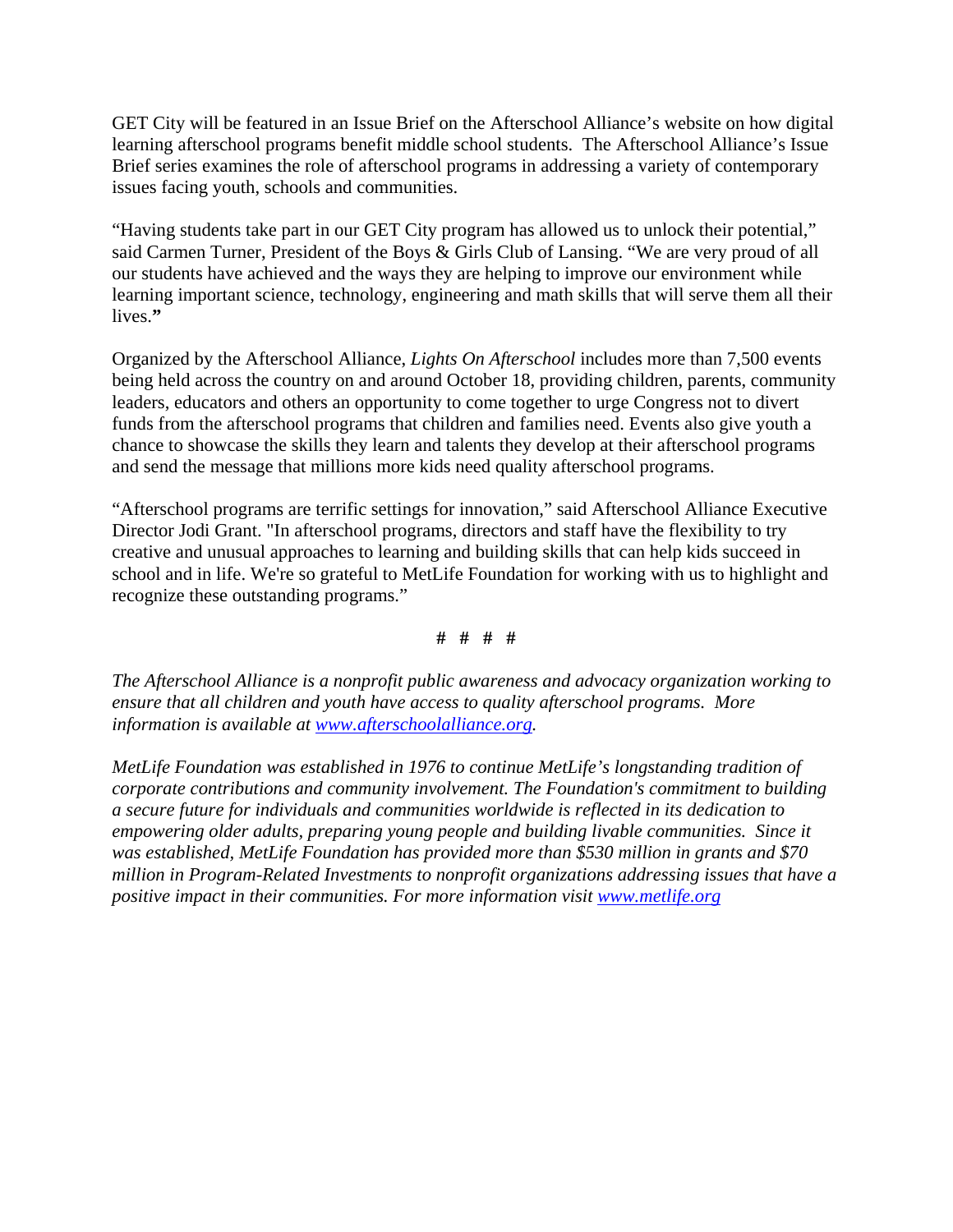GET City will be featured in an Issue Brief on the Afterschool Alliance's website on how digital learning afterschool programs benefit middle school students. The Afterschool Alliance's Issue Brief series examines the role of afterschool programs in addressing a variety of contemporary issues facing youth, schools and communities.

"Having students take part in our GET City program has allowed us to unlock their potential," said Carmen Turner, President of the Boys & Girls Club of Lansing. "We are very proud of all our students have achieved and the ways they are helping to improve our environment while learning important science, technology, engineering and math skills that will serve them all their lives."

Organized by the Afterschool Alliance, *Lights On Afterschool* includes more than 7,500 events being held across the country on and around October 18, providing children, parents, community leaders, educators and others an opportunity to come together to urge Congress not to divert funds from the afterschool programs that children and families need. Events also give youth a chance to showcase the skills they learn and talents they develop at their afterschool programs and send the message that millions more kids need quality afterschool programs.

"Afterschool programs are terrific settings for innovation," said Afterschool Alliance Executive Director Jodi Grant. "In afterschool programs, directors and staff have the flexibility to try creative and unusual approaches to learning and building skills that can help kids succeed in school and in life. We're so grateful to MetLife Foundation for working with us to highlight and recognize these outstanding programs."

**# # # #**

*The Afterschool Alliance is a nonprofit public awareness and advocacy organization working to ensure that all children and youth have access to quality afterschool programs. More information is available at [www.afterschoolalliance.org](http://www.afterschoolalliance.org).*

*MetLife Foundation was established in 1976 to continue MetLife's longstanding tradition of corporate contributions and community involvement. The Foundation's commitment to building a secure future for individuals and communities worldwide is reflected in its dedication to empowering older adults, preparing young people and building livable communities. Since it was established, MetLife Foundation has provided more than $530 million in grants and $70 million in Program-Related Investments to nonprofit organizations addressing issues that have a positive impact in their communities. For more information visit [www.metlife.org](http://www.metlife.org)*